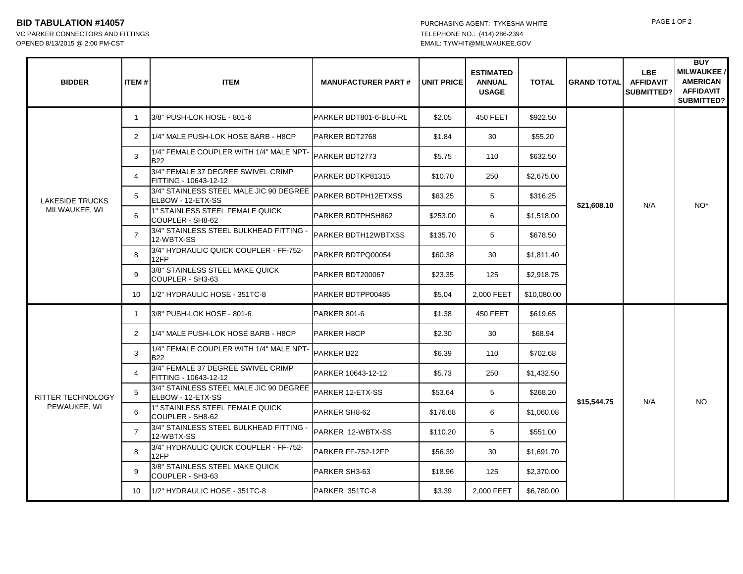**BID TABULATION #14057**

VC PARKER CONNECTORS AND FITTINGS

OPENED 8/13/2015 @ 2:00 PM-CST

PURCHASING AGENT: TYKESHA WHITE

TELEPHONE NO.: (414) 286-2394

EMAIL: TYWHIT@MILWAUKEE.GOV

| BIDDER | ITEM # | ITEM | MANUFACTURER PART # | UNIT PRICE | ESTIMATED ANNUAL USAGE | TOTAL | GRAND TOTAL | LBE AFFIDAVIT SUBMITTED? | BUY MILWAUKEE / AMERICAN AFFIDAVIT SUBMITTED? |
|---|---|---|---|---|---|---|---|---|---|
| LAKESIDE TRUCKS MILWAUKEE, WI | 1 | 3/8" PUSH-LOK HOSE - 801-6 | PARKER BDT801-6-BLU-RL | $2.05 | 450 FEET | $922.50 | $21,608.10 | N/A | NO* |
| | 2 | 1/4" MALE PUSH-LOK HOSE BARB - H8CP | PARKER BDT2768 | $1.84 | 30 | $55.20 | | | |
| | 3 | 1/4" FEMALE COUPLER WITH 1/4" MALE NPT-B22 | PARKER BDT2773 | $5.75 | 110 | $632.50 | | | |
| | 4 | 3/4" FEMALE 37 DEGREE SWIVEL CRIMP FITTING - 10643-12-12 | PARKER BDTKP81315 | $10.70 | 250 | $2,675.00 | | | |
| | 5 | 3/4" STAINLESS STEEL MALE JIC 90 DEGREE ELBOW - 12-ETX-SS | PARKER BDTPH12ETXSS | $63.25 | 5 | $316.25 | | | |
| | 6 | 1" STAINLESS STEEL FEMALE QUICK COUPLER - SH8-62 | PARKER BDTPHSH862 | $253.00 | 6 | $1,518.00 | | | |
| | 7 | 3/4" STAINLESS STEEL BULKHEAD FITTING - 12-WBTX-SS | PARKER BDTH12WBTXSS | $135.70 | 5 | $678.50 | | | |
| | 8 | 3/4" HYDRAULIC QUICK COUPLER - FF-752-12FP | PARKER BDTPQ00054 | $60.38 | 30 | $1,811.40 | | | |
| | 9 | 3/8" STAINLESS STEEL MAKE QUICK COUPLER - SH3-63 | PARKER BDT200067 | $23.35 | 125 | $2,918.75 | | | |
| | 10 | 1/2" HYDRAULIC HOSE - 351TC-8 | PARKER BDTPP00485 | $5.04 | 2,000 FEET | $10,080.00 | | | |
| RITTER TECHNOLOGY PEWAUKEE, WI | 1 | 3/8" PUSH-LOK HOSE - 801-6 | PARKER 801-6 | $1.38 | 450 FEET | $619.65 | $15,544.75 | N/A | NO |
| | 2 | 1/4" MALE PUSH-LOK HOSE BARB - H8CP | PARKER H8CP | $2.30 | 30 | $68.94 | | | |
| | 3 | 1/4" FEMALE COUPLER WITH 1/4" MALE NPT-B22 | PARKER B22 | $6.39 | 110 | $702.68 | | | |
| | 4 | 3/4" FEMALE 37 DEGREE SWIVEL CRIMP FITTING - 10643-12-12 | PARKER 10643-12-12 | $5.73 | 250 | $1,432.50 | | | |
| | 5 | 3/4" STAINLESS STEEL MALE JIC 90 DEGREE ELBOW - 12-ETX-SS | PARKER 12-ETX-SS | $53.64 | 5 | $268.20 | | | |
| | 6 | 1" STAINLESS STEEL FEMALE QUICK COUPLER - SH8-62 | PARKER SH8-62 | $176.68 | 6 | $1,060.08 | | | |
| | 7 | 3/4" STAINLESS STEEL BULKHEAD FITTING - 12-WBTX-SS | PARKER 12-WBTX-SS | $110.20 | 5 | $551.00 | | | |
| | 8 | 3/4" HYDRAULIC QUICK COUPLER - FF-752-12FP | PARKER FF-752-12FP | $56.39 | 30 | $1,691.70 | | | |
| | 9 | 3/8" STAINLESS STEEL MAKE QUICK COUPLER - SH3-63 | PARKER SH3-63 | $18.96 | 125 | $2,370.00 | | | |
| | 10 | 1/2" HYDRAULIC HOSE - 351TC-8 | PARKER 351TC-8 | $3.39 | 2,000 FEET | $6,780.00 | | | |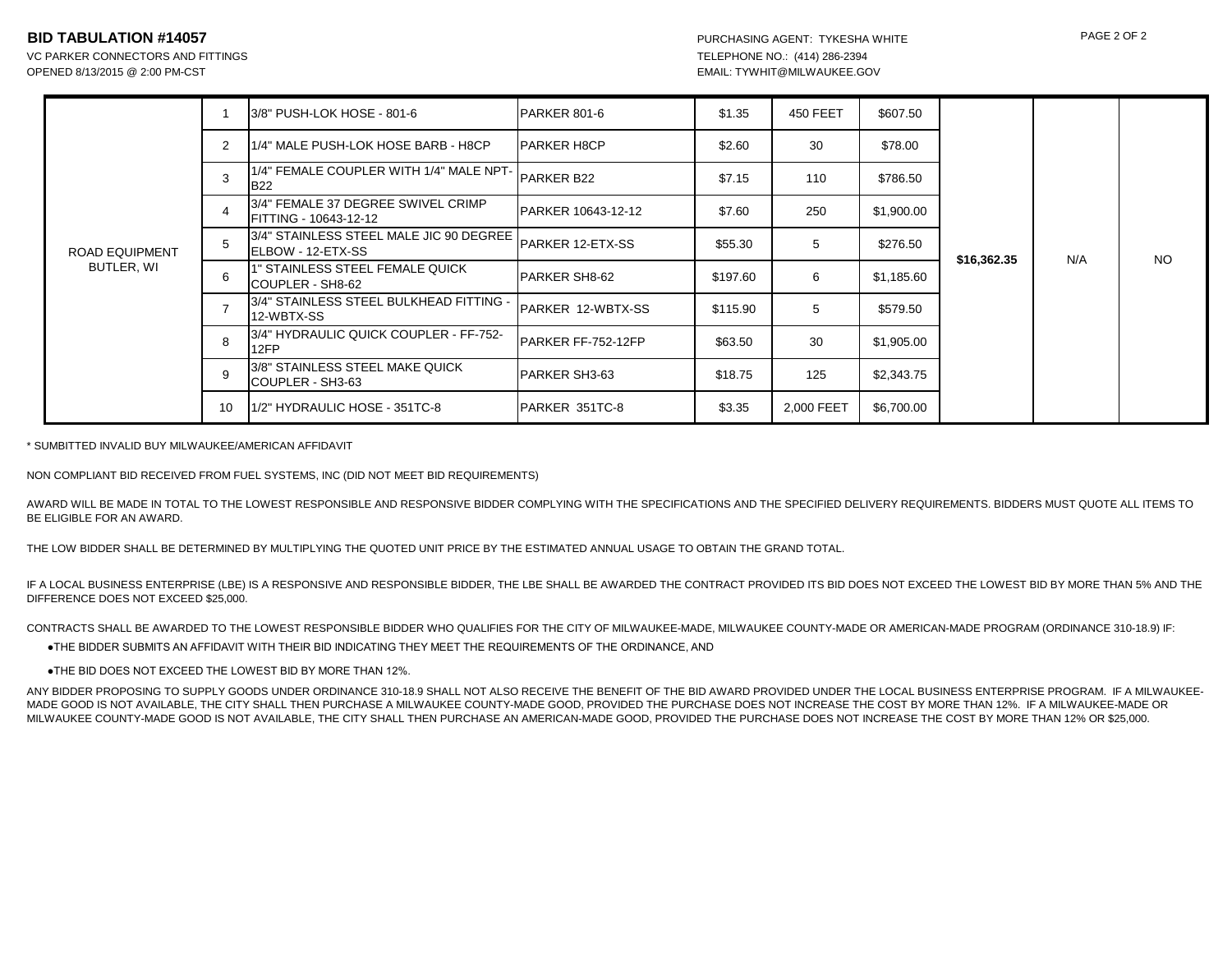**BID TABULATION #14057**

VC PARKER CONNECTORS AND FITTINGS
OPENED 8/13/2015 @ 2:00 PM-CST

PURCHASING AGENT: TYKESHA WHITE
TELEPHONE NO.: (414) 286-2394
EMAIL: TYWHIT@MILWAUKEE.GOV

| | | | | | | | | | |
|---|---|---|---|---|---|---|---|---|---|
| ROAD EQUIPMENT BUTLER, WI | 1 | 3/8" PUSH-LOK HOSE - 801-6 | PARKER 801-6 | $1.35 | 450 FEET | $607.50 | $16,362.35 | N/A | NO |
| | 2 | 1/4" MALE PUSH-LOK HOSE BARB - H8CP | PARKER H8CP | $2.60 | 30 | $78.00 | | | |
| | 3 | 1/4" FEMALE COUPLER WITH 1/4" MALE NPT-B22 | PARKER B22 | $7.15 | 110 | $786.50 | | | |
| | 4 | 3/4" FEMALE 37 DEGREE SWIVEL CRIMP FITTING - 10643-12-12 | PARKER 10643-12-12 | $7.60 | 250 | $1,900.00 | | | |
| | 5 | 3/4" STAINLESS STEEL MALE JIC 90 DEGREE ELBOW - 12-ETX-SS | PARKER 12-ETX-SS | $55.30 | 5 | $276.50 | | | |
| | 6 | 1" STAINLESS STEEL FEMALE QUICK COUPLER - SH8-62 | PARKER SH8-62 | $197.60 | 6 | $1,185.60 | | | |
| | 7 | 3/4" STAINLESS STEEL BULKHEAD FITTING - 12-WBTX-SS | PARKER 12-WBTX-SS | $115.90 | 5 | $579.50 | | | |
| | 8 | 3/4" HYDRAULIC QUICK COUPLER - FF-752-12FP | PARKER FF-752-12FP | $63.50 | 30 | $1,905.00 | | | |
| | 9 | 3/8" STAINLESS STEEL MAKE QUICK COUPLER - SH3-63 | PARKER SH3-63 | $18.75 | 125 | $2,343.75 | | | |
| | 10 | 1/2" HYDRAULIC HOSE - 351TC-8 | PARKER 351TC-8 | $3.35 | 2,000 FEET | $6,700.00 | | | |

* SUMBITTED INVALID BUY MILWAUKEE/AMERICAN AFFIDAVIT

NON COMPLIANT BID RECEIVED FROM FUEL SYSTEMS, INC (DID NOT MEET BID REQUIREMENTS)

AWARD WILL BE MADE IN TOTAL TO THE LOWEST RESPONSIBLE AND RESPONSIVE BIDDER COMPLYING WITH THE SPECIFICATIONS AND THE SPECIFIED DELIVERY REQUIREMENTS. BIDDERS MUST QUOTE ALL ITEMS TO BE ELIGIBLE FOR AN AWARD.

THE LOW BIDDER SHALL BE DETERMINED BY MULTIPLYING THE QUOTED UNIT PRICE BY THE ESTIMATED ANNUAL USAGE TO OBTAIN THE GRAND TOTAL.

IF A LOCAL BUSINESS ENTERPRISE (LBE) IS A RESPONSIVE AND RESPONSIBLE BIDDER, THE LBE SHALL BE AWARDED THE CONTRACT PROVIDED ITS BID DOES NOT EXCEED THE LOWEST BID BY MORE THAN 5% AND THE DIFFERENCE DOES NOT EXCEED $25,000.

CONTRACTS SHALL BE AWARDED TO THE LOWEST RESPONSIBLE BIDDER WHO QUALIFIES FOR THE CITY OF MILWAUKEE-MADE, MILWAUKEE COUNTY-MADE OR AMERICAN-MADE PROGRAM (ORDINANCE 310-18.9) IF:

- THE BIDDER SUBMITS AN AFFIDAVIT WITH THEIR BID INDICATING THEY MEET THE REQUIREMENTS OF THE ORDINANCE, AND
- THE BID DOES NOT EXCEED THE LOWEST BID BY MORE THAN 12%.

ANY BIDDER PROPOSING TO SUPPLY GOODS UNDER ORDINANCE 310-18.9 SHALL NOT ALSO RECEIVE THE BENEFIT OF THE BID AWARD PROVIDED UNDER THE LOCAL BUSINESS ENTERPRISE PROGRAM. IF A MILWAUKEE-MADE GOOD IS NOT AVAILABLE, THE CITY SHALL THEN PURCHASE A MILWAUKEE COUNTY-MADE GOOD, PROVIDED THE PURCHASE DOES NOT INCREASE THE COST BY MORE THAN 12%. IF A MILWAUKEE-MADE OR MILWAUKEE COUNTY-MADE GOOD IS NOT AVAILABLE, THE CITY SHALL THEN PURCHASE AN AMERICAN-MADE GOOD, PROVIDED THE PURCHASE DOES NOT INCREASE THE COST BY MORE THAN 12% OR $25,000.